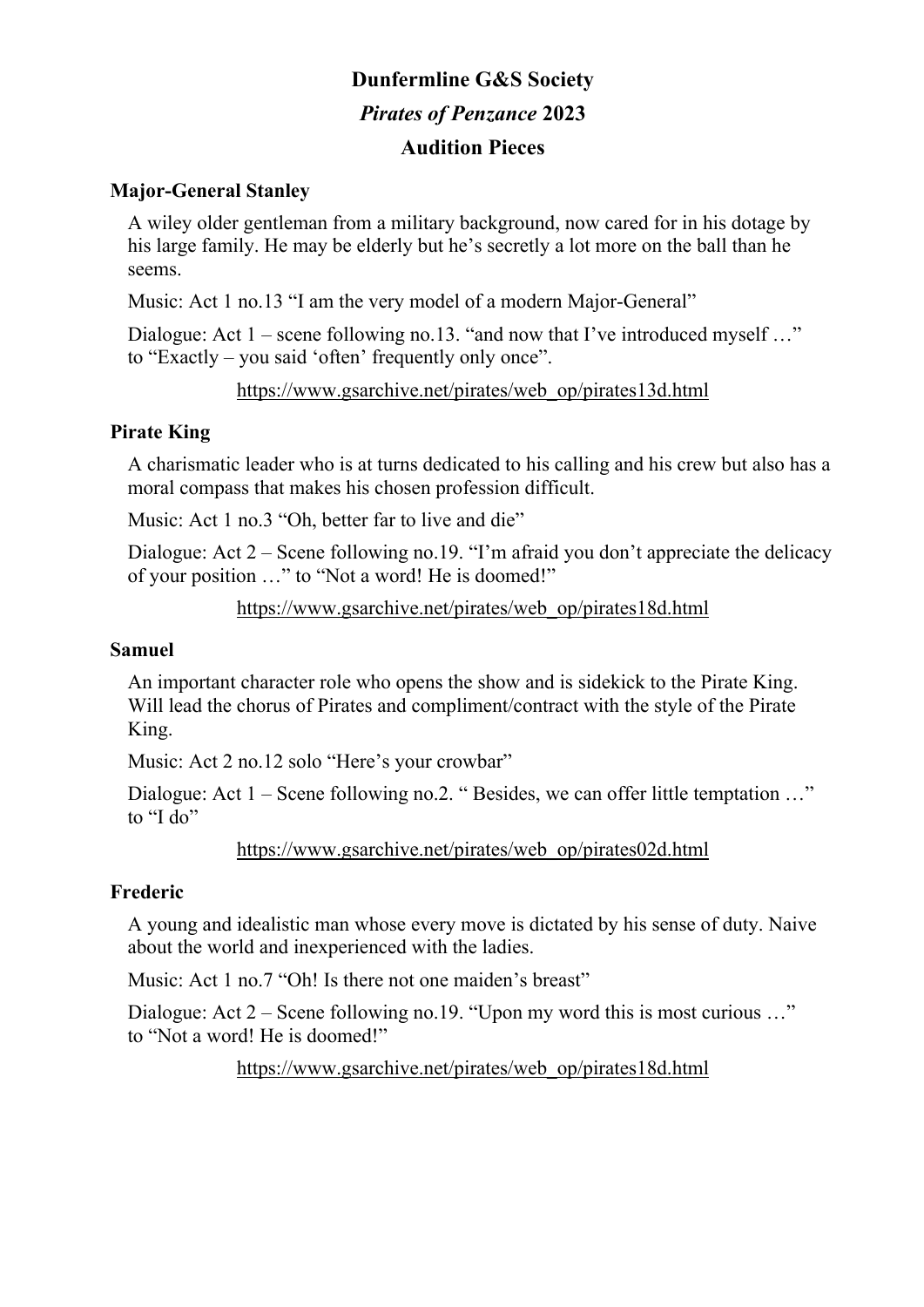# Dunfermline G&S Society

## *Pirates of Penzance* 2023

## Audition Pieces

### Major-General Stanley

A wiley older gentleman from a military background, now cared for in his dotage by his large family. He may be elderly but he's secretly a lot more on the ball than he seems.

Music: Act 1 no.13 "I am the very model of a modern Major-General"

Dialogue: Act 1 – scene following no.13. "and now that I've introduced myself …" to "Exactly – you said 'often' frequently only once".

https://www.gsarchive.net/pirates/web_op/pirates13d.html

### Pirate King

A charismatic leader who is at turns dedicated to his calling and his crew but also has a moral compass that makes his chosen profession difficult.

Music: Act 1 no.3 "Oh, better far to live and die"

Dialogue: Act 2 – Scene following no.19. "I'm afraid you don't appreciate the delicacy of your position …" to "Not a word! He is doomed!"

https://www.gsarchive.net/pirates/web_op/pirates18d.html

### Samuel

An important character role who opens the show and is sidekick to the Pirate King. Will lead the chorus of Pirates and compliment/contract with the style of the Pirate King.

Music: Act 2 no.12 solo "Here's your crowbar"

Dialogue: Act 1 – Scene following no.2. " Besides, we can offer little temptation …" to "I do"

https://www.gsarchive.net/pirates/web_op/pirates02d.html

### Frederic

A young and idealistic man whose every move is dictated by his sense of duty. Naive about the world and inexperienced with the ladies.

Music: Act 1 no.7 "Oh! Is there not one maiden's breast"

Dialogue: Act 2 – Scene following no.19. "Upon my word this is most curious …" to "Not a word! He is doomed!"

https://www.gsarchive.net/pirates/web_op/pirates18d.html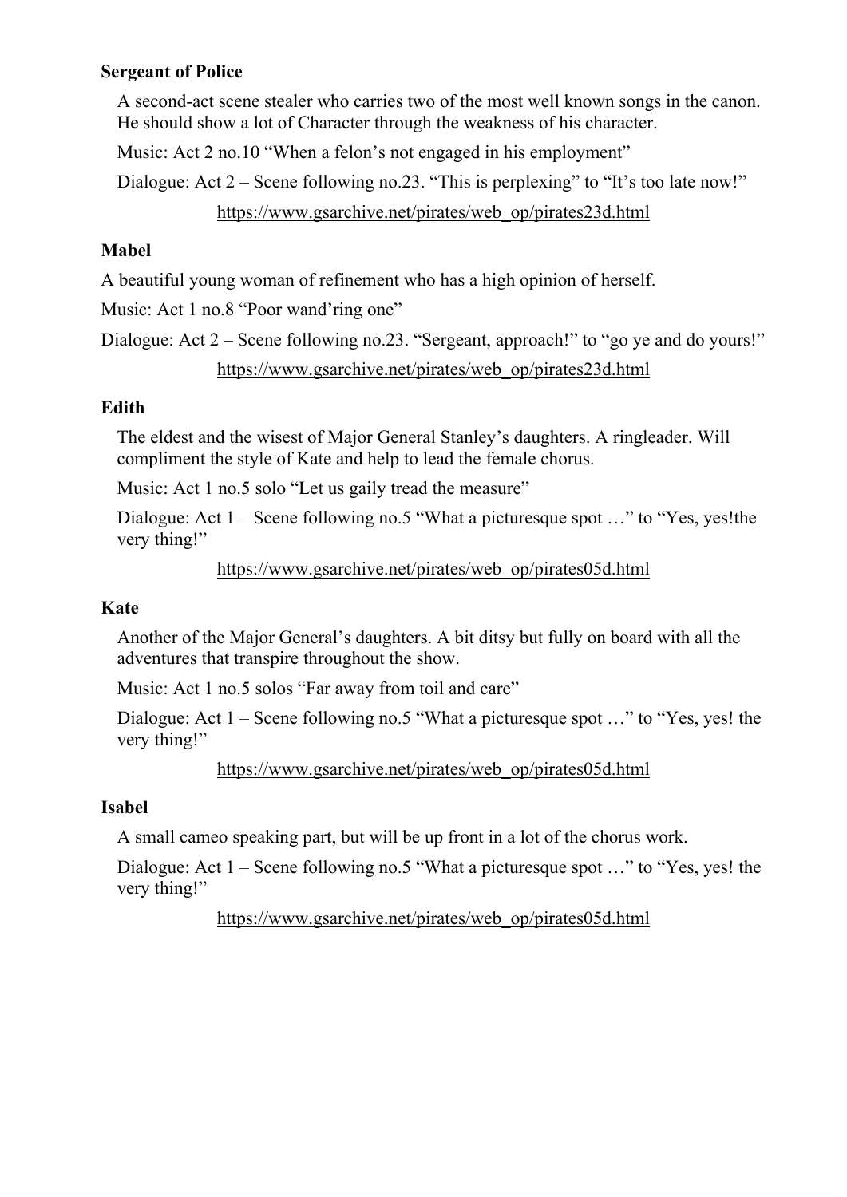**Sergeant of Police**

A second-act scene stealer who carries two of the most well known songs in the canon. He should show a lot of Character through the weakness of his character.

Music: Act 2 no.10 "When a felon's not engaged in his employment"

Dialogue: Act 2 – Scene following no.23. "This is perplexing" to "It's too late now!"

https://www.gsarchive.net/pirates/web_op/pirates23d.html

**Mabel**

A beautiful young woman of refinement who has a high opinion of herself.

Music: Act 1 no.8 "Poor wand'ring one"

Dialogue: Act 2 – Scene following no.23. "Sergeant, approach!" to "go ye and do yours!"

https://www.gsarchive.net/pirates/web_op/pirates23d.html

**Edith**

The eldest and the wisest of Major General Stanley's daughters. A ringleader. Will compliment the style of Kate and help to lead the female chorus.

Music: Act 1 no.5 solo "Let us gaily tread the measure"

Dialogue: Act 1 – Scene following no.5 "What a picturesque spot …" to "Yes, yes!the very thing!"

https://www.gsarchive.net/pirates/web_op/pirates05d.html

**Kate**

Another of the Major General's daughters. A bit ditsy but fully on board with all the adventures that transpire throughout the show.

Music: Act 1 no.5 solos "Far away from toil and care"

Dialogue: Act 1 – Scene following no.5 "What a picturesque spot …" to "Yes, yes! the very thing!"

https://www.gsarchive.net/pirates/web_op/pirates05d.html

**Isabel**

A small cameo speaking part, but will be up front in a lot of the chorus work.

Dialogue: Act 1 – Scene following no.5 "What a picturesque spot …" to "Yes, yes! the very thing!"

https://www.gsarchive.net/pirates/web_op/pirates05d.html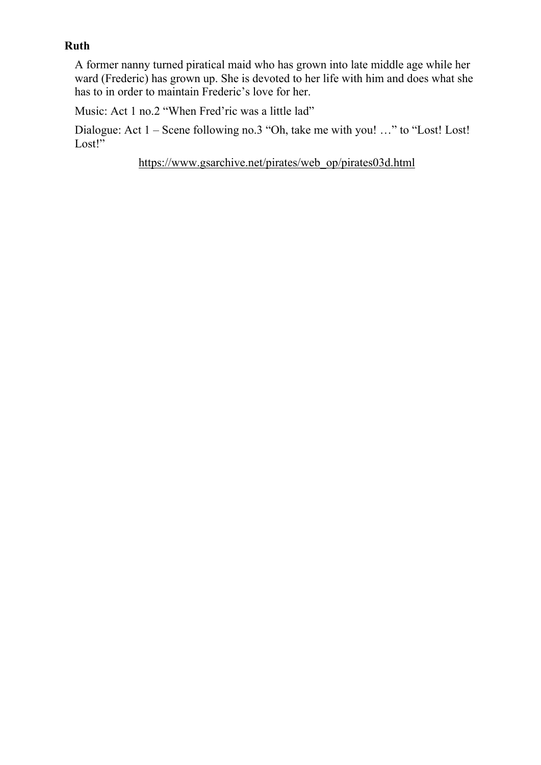**Ruth**

A former nanny turned piratical maid who has grown into late middle age while her ward (Frederic) has grown up. She is devoted to her life with him and does what she has to in order to maintain Frederic's love for her.

Music: Act 1 no.2 "When Fred'ric was a little lad"

Dialogue: Act 1 – Scene following no.3 "Oh, take me with you! …" to "Lost! Lost! Lost!"

https://www.gsarchive.net/pirates/web_op/pirates03d.html